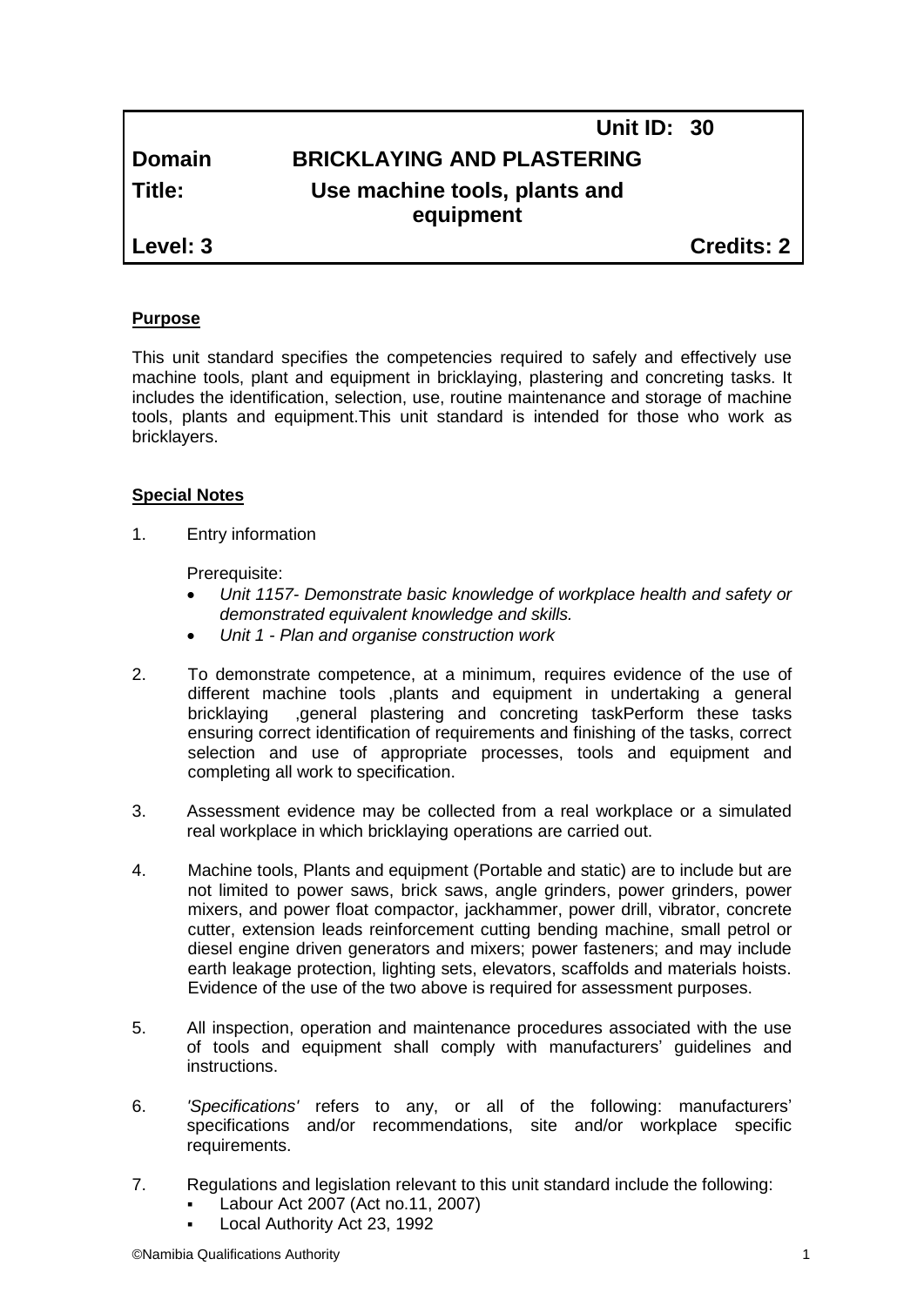| | Unit ID: 30 | |
|---|---|---|
| **Domain** | **BRICKLAYING AND PLASTERING** | |
| **Title:** | **Use machine tools, plants and equipment** | |
| **Level: 3** | | **Credits: 2** |

## Purpose

This unit standard specifies the competencies required to safely and effectively use machine tools, plant and equipment in bricklaying, plastering and concreting tasks. It includes the identification, selection, use, routine maintenance and storage of machine tools, plants and equipment.This unit standard is intended for those who work as bricklayers.

## Special Notes

1. Entry information

   Prerequisite:
   - *Unit 1157- Demonstrate basic knowledge of workplace health and safety or demonstrated equivalent knowledge and skills.*
   - *Unit 1 - Plan and organise construction work*

2. To demonstrate competence, at a minimum, requires evidence of the use of different machine tools ,plants and equipment in undertaking a general bricklaying ,general plastering and concreting taskPerform these tasks ensuring correct identification of requirements and finishing of the tasks, correct selection and use of appropriate processes, tools and equipment and completing all work to specification.

3. Assessment evidence may be collected from a real workplace or a simulated real workplace in which bricklaying operations are carried out.

4. Machine tools, Plants and equipment (Portable and static) are to include but are not limited to power saws, brick saws, angle grinders, power grinders, power mixers, and power float compactor, jackhammer, power drill, vibrator, concrete cutter, extension leads reinforcement cutting bending machine, small petrol or diesel engine driven generators and mixers; power fasteners; and may include earth leakage protection, lighting sets, elevators, scaffolds and materials hoists. Evidence of the use of the two above is required for assessment purposes.

5. All inspection, operation and maintenance procedures associated with the use of tools and equipment shall comply with manufacturers' guidelines and instructions.

6. *'Specifications'* refers to any, or all of the following: manufacturers' specifications and/or recommendations, site and/or workplace specific requirements.

7. Regulations and legislation relevant to this unit standard include the following:
   - Labour Act 2007 (Act no.11, 2007)
   - Local Authority Act 23, 1992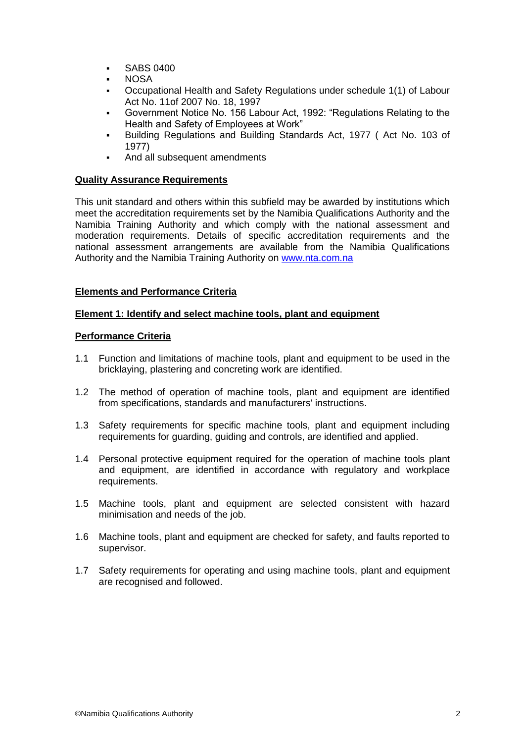- SABS 0400
- NOSA
- Occupational Health and Safety Regulations under schedule 1(1) of Labour Act No. 11of 2007 No. 18, 1997
- Government Notice No. 156 Labour Act, 1992: "Regulations Relating to the Health and Safety of Employees at Work"
- Building Regulations and Building Standards Act, 1977 ( Act No. 103 of 1977)
- And all subsequent amendments

**Quality Assurance Requirements**

This unit standard and others within this subfield may be awarded by institutions which meet the accreditation requirements set by the Namibia Qualifications Authority and the Namibia Training Authority and which comply with the national assessment and moderation requirements. Details of specific accreditation requirements and the national assessment arrangements are available from the Namibia Qualifications Authority and the Namibia Training Authority on www.nta.com.na

**Elements and Performance Criteria**

**Element 1: Identify and select machine tools, plant and equipment**

**Performance Criteria**

1.1 Function and limitations of machine tools, plant and equipment to be used in the bricklaying, plastering and concreting work are identified.

1.2 The method of operation of machine tools, plant and equipment are identified from specifications, standards and manufacturers' instructions.

1.3 Safety requirements for specific machine tools, plant and equipment including requirements for guarding, guiding and controls, are identified and applied.

1.4 Personal protective equipment required for the operation of machine tools plant and equipment, are identified in accordance with regulatory and workplace requirements.

1.5 Machine tools, plant and equipment are selected consistent with hazard minimisation and needs of the job.

1.6 Machine tools, plant and equipment are checked for safety, and faults reported to supervisor.

1.7 Safety requirements for operating and using machine tools, plant and equipment are recognised and followed.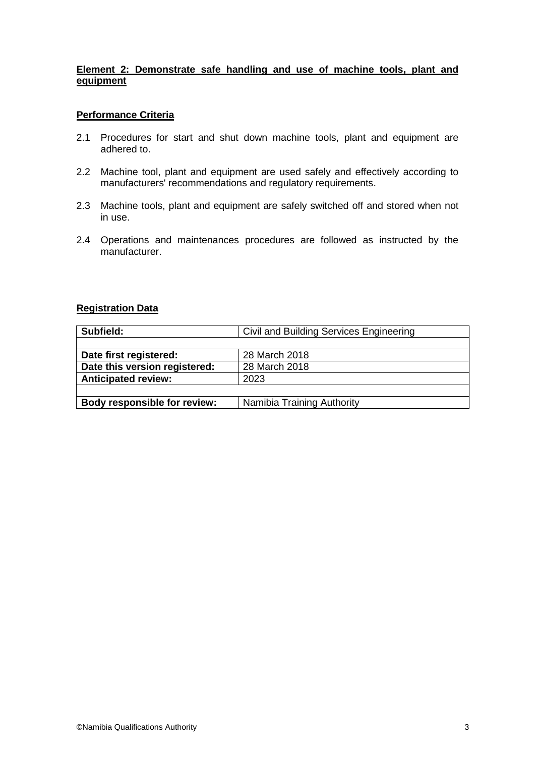**Element 2: Demonstrate safe handling and use of machine tools, plant and equipment**

**Performance Criteria**

2.1 Procedures for start and shut down machine tools, plant and equipment are adhered to.

2.2 Machine tool, plant and equipment are used safely and effectively according to manufacturers' recommendations and regulatory requirements.

2.3 Machine tools, plant and equipment are safely switched off and stored when not in use.

2.4 Operations and maintenances procedures are followed as instructed by the manufacturer.

**Registration Data**

| | |
|---|---|
| **Subfield:** | Civil and Building Services Engineering |
| | |
| **Date first registered:** | 28 March 2018 |
| **Date this version registered:** | 28 March 2018 |
| **Anticipated review:** | 2023 |
| | |
| **Body responsible for review:** | Namibia Training Authority |